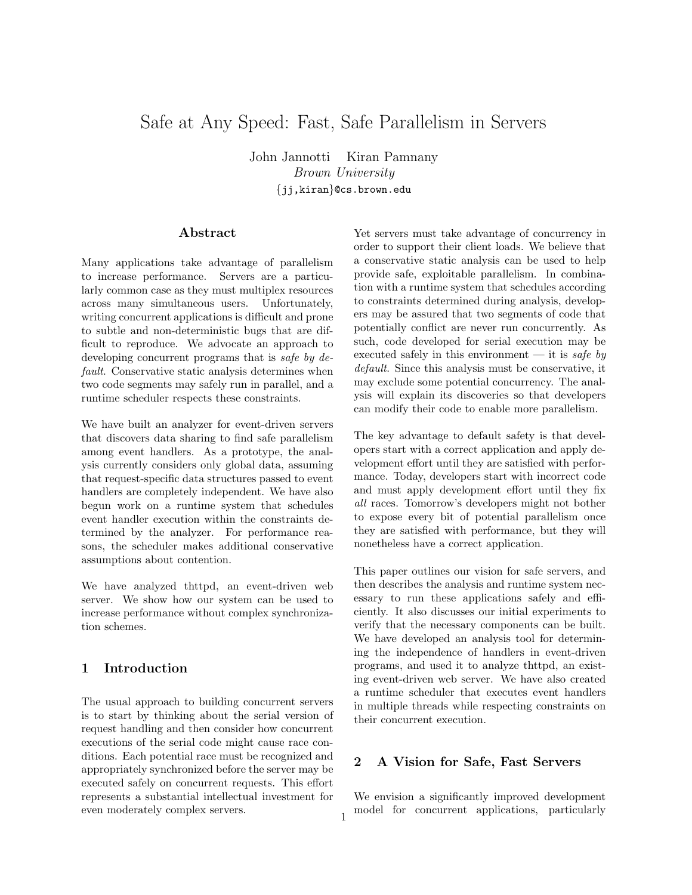# Safe at Any Speed: Fast, Safe Parallelism in Servers

John Jannotti Kiran Pamnany
*Brown University*
{jj,kiran}@cs.brown.edu

## Abstract

Many applications take advantage of parallelism to increase performance. Servers are a particularly common case as they must multiplex resources across many simultaneous users. Unfortunately, writing concurrent applications is difficult and prone to subtle and non-deterministic bugs that are difficult to reproduce. We advocate an approach to developing concurrent programs that is *safe by default*. Conservative static analysis determines when two code segments may safely run in parallel, and a runtime scheduler respects these constraints.

We have built an analyzer for event-driven servers that discovers data sharing to find safe parallelism among event handlers. As a prototype, the analysis currently considers only global data, assuming that request-specific data structures passed to event handlers are completely independent. We have also begun work on a runtime system that schedules event handler execution within the constraints determined by the analyzer. For performance reasons, the scheduler makes additional conservative assumptions about contention.

We have analyzed thttpd, an event-driven web server. We show how our system can be used to increase performance without complex synchronization schemes.

## 1 Introduction

The usual approach to building concurrent servers is to start by thinking about the serial version of request handling and then consider how concurrent executions of the serial code might cause race conditions. Each potential race must be recognized and appropriately synchronized before the server may be executed safely on concurrent requests. This effort represents a substantial intellectual investment for even moderately complex servers.

Yet servers must take advantage of concurrency in order to support their client loads. We believe that a conservative static analysis can be used to help provide safe, exploitable parallelism. In combination with a runtime system that schedules according to constraints determined during analysis, developers may be assured that two segments of code that potentially conflict are never run concurrently. As such, code developed for serial execution may be executed safely in this environment — it is *safe by default*. Since this analysis must be conservative, it may exclude some potential concurrency. The analysis will explain its discoveries so that developers can modify their code to enable more parallelism.

The key advantage to default safety is that developers start with a correct application and apply development effort until they are satisfied with performance. Today, developers start with incorrect code and must apply development effort until they fix *all* races. Tomorrow's developers might not bother to expose every bit of potential parallelism once they are satisfied with performance, but they will nonetheless have a correct application.

This paper outlines our vision for safe servers, and then describes the analysis and runtime system necessary to run these applications safely and efficiently. It also discusses our initial experiments to verify that the necessary components can be built. We have developed an analysis tool for determining the independence of handlers in event-driven programs, and used it to analyze thttpd, an existing event-driven web server. We have also created a runtime scheduler that executes event handlers in multiple threads while respecting constraints on their concurrent execution.

## 2 A Vision for Safe, Fast Servers

We envision a significantly improved development model for concurrent applications, particularly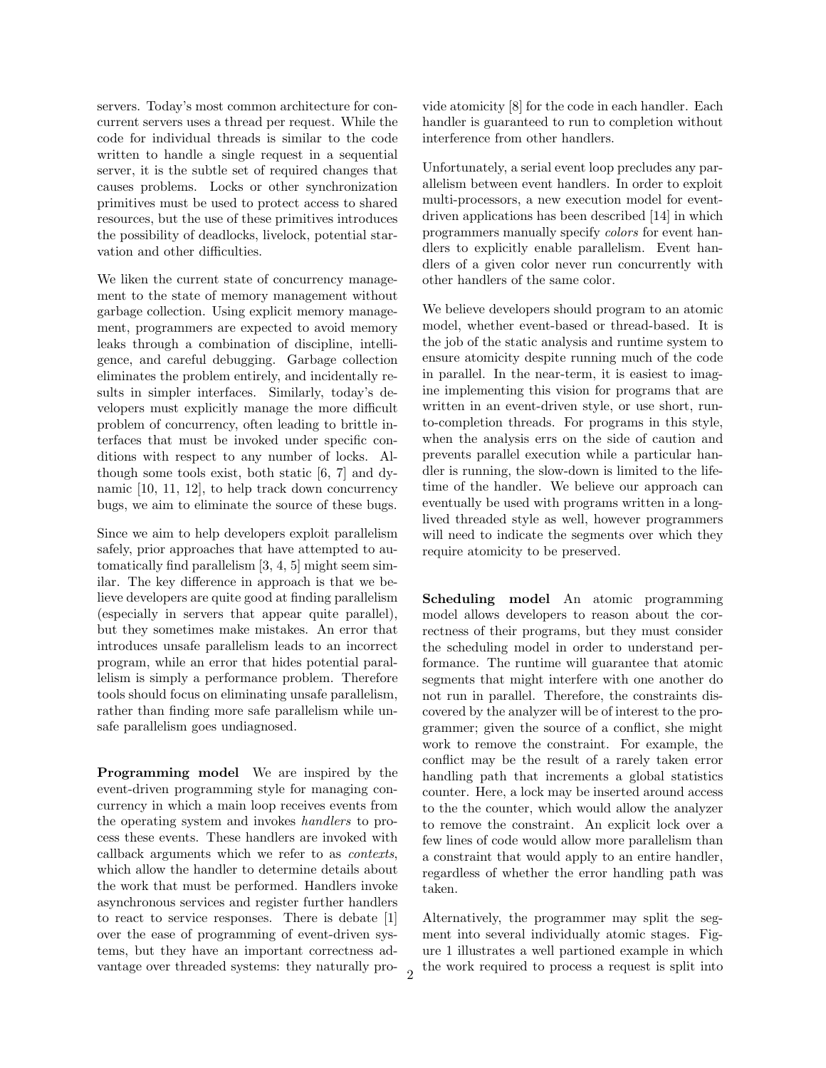servers. Today's most common architecture for concurrent servers uses a thread per request. While the code for individual threads is similar to the code written to handle a single request in a sequential server, it is the subtle set of required changes that causes problems. Locks or other synchronization primitives must be used to protect access to shared resources, but the use of these primitives introduces the possibility of deadlocks, livelock, potential starvation and other difficulties.

We liken the current state of concurrency management to the state of memory management without garbage collection. Using explicit memory management, programmers are expected to avoid memory leaks through a combination of discipline, intelligence, and careful debugging. Garbage collection eliminates the problem entirely, and incidentally results in simpler interfaces. Similarly, today's developers must explicitly manage the more difficult problem of concurrency, often leading to brittle interfaces that must be invoked under specific conditions with respect to any number of locks. Although some tools exist, both static [6, 7] and dynamic [10, 11, 12], to help track down concurrency bugs, we aim to eliminate the source of these bugs.

Since we aim to help developers exploit parallelism safely, prior approaches that have attempted to automatically find parallelism [3, 4, 5] might seem similar. The key difference in approach is that we believe developers are quite good at finding parallelism (especially in servers that appear quite parallel), but they sometimes make mistakes. An error that introduces unsafe parallelism leads to an incorrect program, while an error that hides potential parallelism is simply a performance problem. Therefore tools should focus on eliminating unsafe parallelism, rather than finding more safe parallelism while unsafe parallelism goes undiagnosed.

**Programming model** We are inspired by the event-driven programming style for managing concurrency in which a main loop receives events from the operating system and invokes *handlers* to process these events. These handlers are invoked with callback arguments which we refer to as *contexts*, which allow the handler to determine details about the work that must be performed. Handlers invoke asynchronous services and register further handlers to react to service responses. There is debate [1] over the ease of programming of event-driven systems, but they have an important correctness advantage over threaded systems: they naturally provide atomicity [8] for the code in each handler. Each handler is guaranteed to run to completion without interference from other handlers.

Unfortunately, a serial event loop precludes any parallelism between event handlers. In order to exploit multi-processors, a new execution model for event-driven applications has been described [14] in which programmers manually specify *colors* for event handlers to explicitly enable parallelism. Event handlers of a given color never run concurrently with other handlers of the same color.

We believe developers should program to an atomic model, whether event-based or thread-based. It is the job of the static analysis and runtime system to ensure atomicity despite running much of the code in parallel. In the near-term, it is easiest to imagine implementing this vision for programs that are written in an event-driven style, or use short, run-to-completion threads. For programs in this style, when the analysis errs on the side of caution and prevents parallel execution while a particular handler is running, the slow-down is limited to the lifetime of the handler. We believe our approach can eventually be used with programs written in a long-lived threaded style as well, however programmers will need to indicate the segments over which they require atomicity to be preserved.

**Scheduling model** An atomic programming model allows developers to reason about the correctness of their programs, but they must consider the scheduling model in order to understand performance. The runtime will guarantee that atomic segments that might interfere with one another do not run in parallel. Therefore, the constraints discovered by the analyzer will be of interest to the programmer; given the source of a conflict, she might work to remove the constraint. For example, the conflict may be the result of a rarely taken error handling path that increments a global statistics counter. Here, a lock may be inserted around access to the the counter, which would allow the analyzer to remove the constraint. An explicit lock over a few lines of code would allow more parallelism than a constraint that would apply to an entire handler, regardless of whether the error handling path was taken.

Alternatively, the programmer may split the segment into several individually atomic stages. Figure 1 illustrates a well partioned example in which the work required to process a request is split into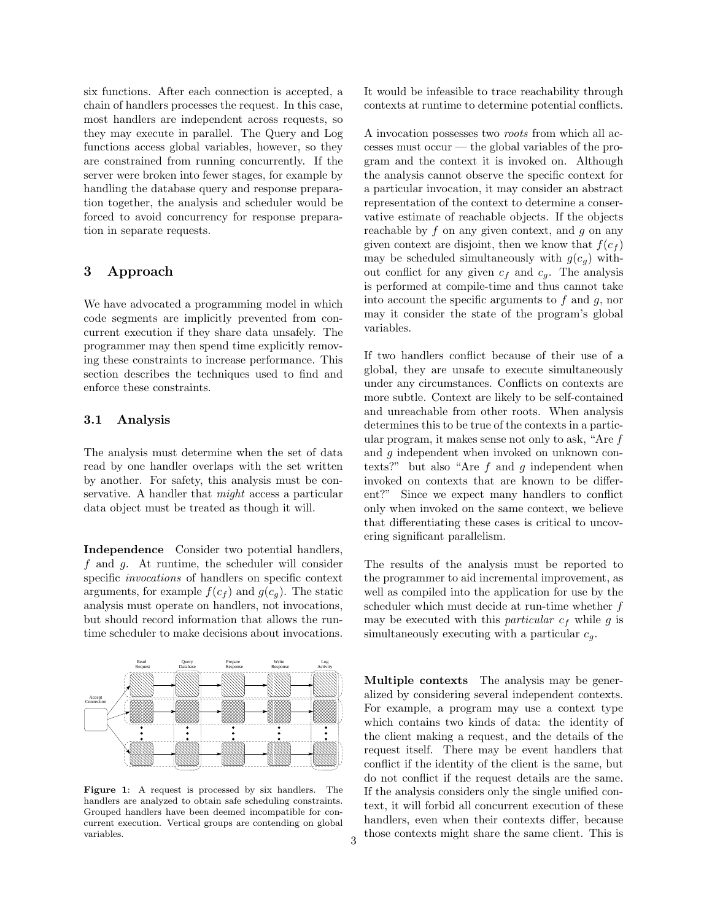six functions. After each connection is accepted, a chain of handlers processes the request. In this case, most handlers are independent across requests, so they may execute in parallel. The Query and Log functions access global variables, however, so they are constrained from running concurrently. If the server were broken into fewer stages, for example by handling the database query and response preparation together, the analysis and scheduler would be forced to avoid concurrency for response preparation in separate requests.

## 3 Approach

We have advocated a programming model in which code segments are implicitly prevented from concurrent execution if they share data unsafely. The programmer may then spend time explicitly removing these constraints to increase performance. This section describes the techniques used to find and enforce these constraints.

### 3.1 Analysis

The analysis must determine when the set of data read by one handler overlaps with the set written by another. For safety, this analysis must be conservative. A handler that *might* access a particular data object must be treated as though it will.

**Independence** Consider two potential handlers, $f$ and $g$. At runtime, the scheduler will consider specific *invocations* of handlers on specific context arguments, for example $f(c_f)$ and $g(c_g)$. The static analysis must operate on handlers, not invocations, but should record information that allows the runtime scheduler to make decisions about invocations.

**Figure 1**: A request is processed by six handlers. The handlers are analyzed to obtain safe scheduling constraints. Grouped handlers have been deemed incompatible for concurrent execution. Vertical groups are contending on global variables.

It would be infeasible to trace reachability through contexts at runtime to determine potential conflicts.

A invocation possesses two *roots* from which all accesses must occur — the global variables of the program and the context it is invoked on. Although the analysis cannot observe the specific context for a particular invocation, it may consider an abstract representation of the context to determine a conservative estimate of reachable objects. If the objects reachable by $f$ on any given context, and $g$ on any given context are disjoint, then we know that $f(c_f)$ may be scheduled simultaneously with $g(c_g)$ without conflict for any given $c_f$ and $c_g$. The analysis is performed at compile-time and thus cannot take into account the specific arguments to $f$ and $g$, nor may it consider the state of the program's global variables.

If two handlers conflict because of their use of a global, they are unsafe to execute simultaneously under any circumstances. Conflicts on contexts are more subtle. Context are likely to be self-contained and unreachable from other roots. When analysis determines this to be true of the contexts in a particular program, it makes sense not only to ask, "Are $f$ and $g$ independent when invoked on unknown contexts?" but also "Are $f$ and $g$ independent when invoked on contexts that are known to be different?" Since we expect many handlers to conflict only when invoked on the same context, we believe that differentiating these cases is critical to uncovering significant parallelism.

The results of the analysis must be reported to the programmer to aid incremental improvement, as well as compiled into the application for use by the scheduler which must decide at run-time whether $f$ may be executed with this *particular* $c_f$ while $g$ is simultaneously executing with a particular $c_g$.

**Multiple contexts** The analysis may be generalized by considering several independent contexts. For example, a program may use a context type which contains two kinds of data: the identity of the client making a request, and the details of the request itself. There may be event handlers that conflict if the identity of the client is the same, but do not conflict if the request details are the same. If the analysis considers only the single unified context, it will forbid all concurrent execution of these handlers, even when their contexts differ, because those contexts might share the same client. This is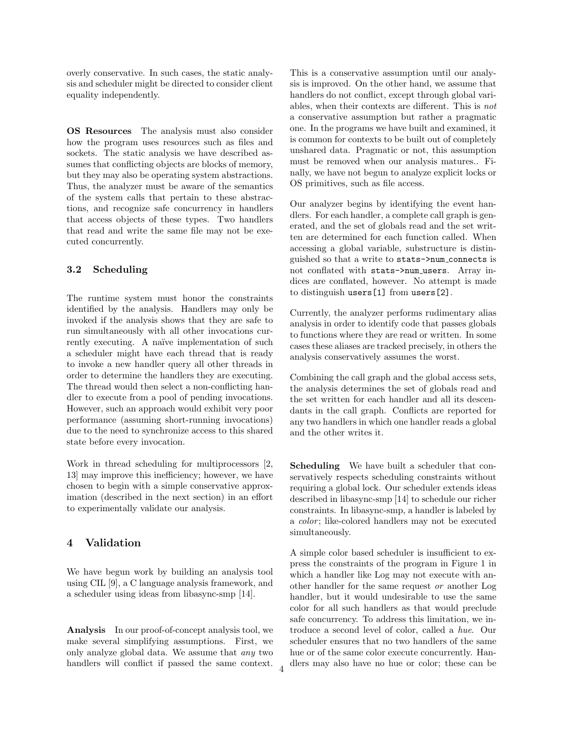overly conservative. In such cases, the static analysis and scheduler might be directed to consider client equality independently.

**OS Resources** The analysis must also consider how the program uses resources such as files and sockets. The static analysis we have described assumes that conflicting objects are blocks of memory, but they may also be operating system abstractions. Thus, the analyzer must be aware of the semantics of the system calls that pertain to these abstractions, and recognize safe concurrency in handlers that access objects of these types. Two handlers that read and write the same file may not be executed concurrently.

### 3.2 Scheduling

The runtime system must honor the constraints identified by the analysis. Handlers may only be invoked if the analysis shows that they are safe to run simultaneously with all other invocations currently executing. A naïve implementation of such a scheduler might have each thread that is ready to invoke a new handler query all other threads in order to determine the handlers they are executing. The thread would then select a non-conflicting handler to execute from a pool of pending invocations. However, such an approach would exhibit very poor performance (assuming short-running invocations) due to the need to synchronize access to this shared state before every invocation.

Work in thread scheduling for multiprocessors [2, 13] may improve this inefficiency; however, we have chosen to begin with a simple conservative approximation (described in the next section) in an effort to experimentally validate our analysis.

## 4 Validation

We have begun work by building an analysis tool using CIL [9], a C language analysis framework, and a scheduler using ideas from libasync-smp [14].

**Analysis** In our proof-of-concept analysis tool, we make several simplifying assumptions. First, we only analyze global data. We assume that *any* two handlers will conflict if passed the same context. This is a conservative assumption until our analysis is improved. On the other hand, we assume that handlers do not conflict, except through global variables, when their contexts are different. This is *not* a conservative assumption but rather a pragmatic one. In the programs we have built and examined, it is common for contexts to be built out of completely unshared data. Pragmatic or not, this assumption must be removed when our analysis matures.. Finally, we have not begun to analyze explicit locks or OS primitives, such as file access.

Our analyzer begins by identifying the event handlers. For each handler, a complete call graph is generated, and the set of globals read and the set written are determined for each function called. When accessing a global variable, substructure is distinguished so that a write to `stats->num_connects` is not conflated with `stats->num_users`. Array indices are conflated, however. No attempt is made to distinguish `users[1]` from `users[2]`.

Currently, the analyzer performs rudimentary alias analysis in order to identify code that passes globals to functions where they are read or written. In some cases these aliases are tracked precisely, in others the analysis conservatively assumes the worst.

Combining the call graph and the global access sets, the analysis determines the set of globals read and the set written for each handler and all its descendants in the call graph. Conflicts are reported for any two handlers in which one handler reads a global and the other writes it.

**Scheduling** We have built a scheduler that conservatively respects scheduling constraints without requiring a global lock. Our scheduler extends ideas described in libasync-smp [14] to schedule our richer constraints. In libasync-smp, a handler is labeled by a *color*; like-colored handlers may not be executed simultaneously.

A simple color based scheduler is insufficient to express the constraints of the program in Figure 1 in which a handler like Log may not execute with another handler for the same request *or* another Log handler, but it would undesirable to use the same color for all such handlers as that would preclude safe concurrency. To address this limitation, we introduce a second level of color, called a *hue*. Our scheduler ensures that no two handlers of the same hue or of the same color execute concurrently. Handlers may also have no hue or color; these can be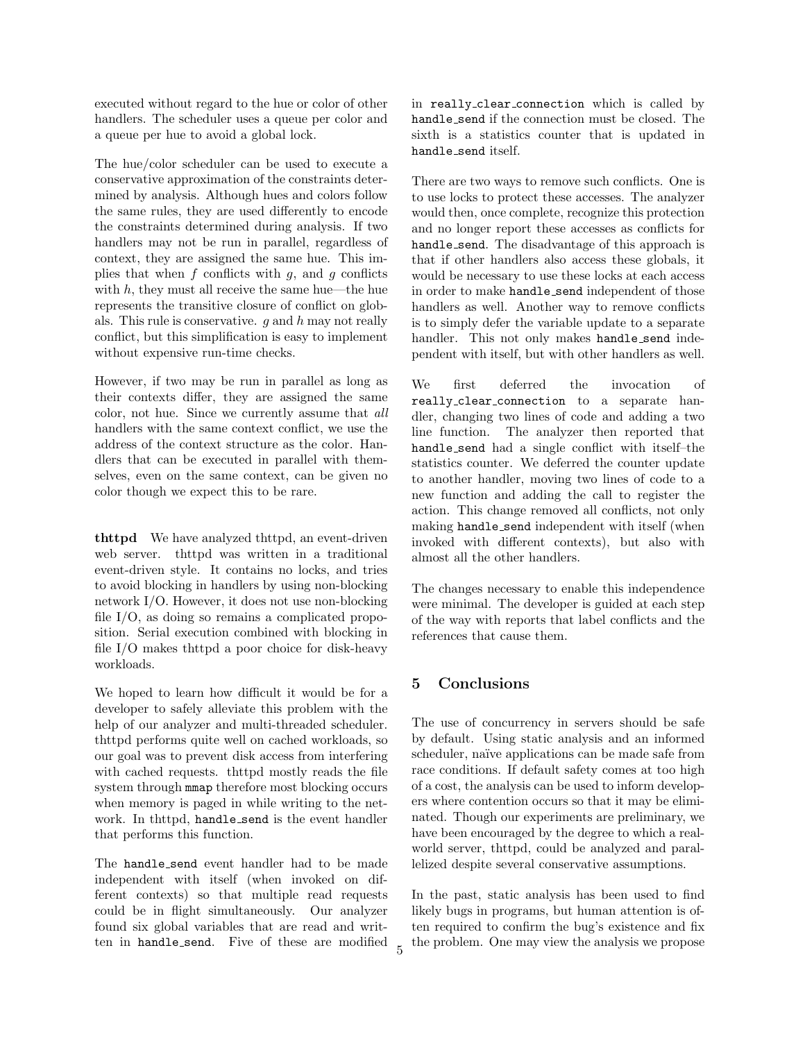executed without regard to the hue or color of other handlers. The scheduler uses a queue per color and a queue per hue to avoid a global lock.

The hue/color scheduler can be used to execute a conservative approximation of the constraints determined by analysis. Although hues and colors follow the same rules, they are used differently to encode the constraints determined during analysis. If two handlers may not be run in parallel, regardless of context, they are assigned the same hue. This implies that when $f$ conflicts with $g$, and $g$ conflicts with $h$, they must all receive the same hue—the hue represents the transitive closure of conflict on globals. This rule is conservative. $g$ and $h$ may not really conflict, but this simplification is easy to implement without expensive run-time checks.

However, if two may be run in parallel as long as their contexts differ, they are assigned the same color, not hue. Since we currently assume that *all* handlers with the same context conflict, we use the address of the context structure as the color. Handlers that can be executed in parallel with themselves, even on the same context, can be given no color though we expect this to be rare.

**thttpd** We have analyzed thttpd, an event-driven web server. thttpd was written in a traditional event-driven style. It contains no locks, and tries to avoid blocking in handlers by using non-blocking network I/O. However, it does not use non-blocking file I/O, as doing so remains a complicated proposition. Serial execution combined with blocking in file I/O makes thttpd a poor choice for disk-heavy workloads.

We hoped to learn how difficult it would be for a developer to safely alleviate this problem with the help of our analyzer and multi-threaded scheduler. thttpd performs quite well on cached workloads, so our goal was to prevent disk access from interfering with cached requests. thttpd mostly reads the file system through `mmap` therefore most blocking occurs when memory is paged in while writing to the network. In thttpd, `handle_send` is the event handler that performs this function.

The `handle_send` event handler had to be made independent with itself (when invoked on different contexts) so that multiple read requests could be in flight simultaneously. Our analyzer found six global variables that are read and written in `handle_send`. Five of these are modified in `really_clear_connection` which is called by `handle_send` if the connection must be closed. The sixth is a statistics counter that is updated in `handle_send` itself.

There are two ways to remove such conflicts. One is to use locks to protect these accesses. The analyzer would then, once complete, recognize this protection and no longer report these accesses as conflicts for `handle_send`. The disadvantage of this approach is that if other handlers also access these globals, it would be necessary to use these locks at each access in order to make `handle_send` independent of those handlers as well. Another way to remove conflicts is to simply defer the variable update to a separate handler. This not only makes `handle_send` independent with itself, but with other handlers as well.

We first deferred the invocation of `really_clear_connection` to a separate handler, changing two lines of code and adding a two line function. The analyzer then reported that `handle_send` had a single conflict with itself–the statistics counter. We deferred the counter update to another handler, moving two lines of code to a new function and adding the call to register the action. This change removed all conflicts, not only making `handle_send` independent with itself (when invoked with different contexts), but also with almost all the other handlers.

The changes necessary to enable this independence were minimal. The developer is guided at each step of the way with reports that label conflicts and the references that cause them.

## 5 Conclusions

The use of concurrency in servers should be safe by default. Using static analysis and an informed scheduler, naïve applications can be made safe from race conditions. If default safety comes at too high of a cost, the analysis can be used to inform developers where contention occurs so that it may be eliminated. Though our experiments are preliminary, we have been encouraged by the degree to which a real-world server, thttpd, could be analyzed and parallelized despite several conservative assumptions.

In the past, static analysis has been used to find likely bugs in programs, but human attention is often required to confirm the bug's existence and fix the problem. One may view the analysis we propose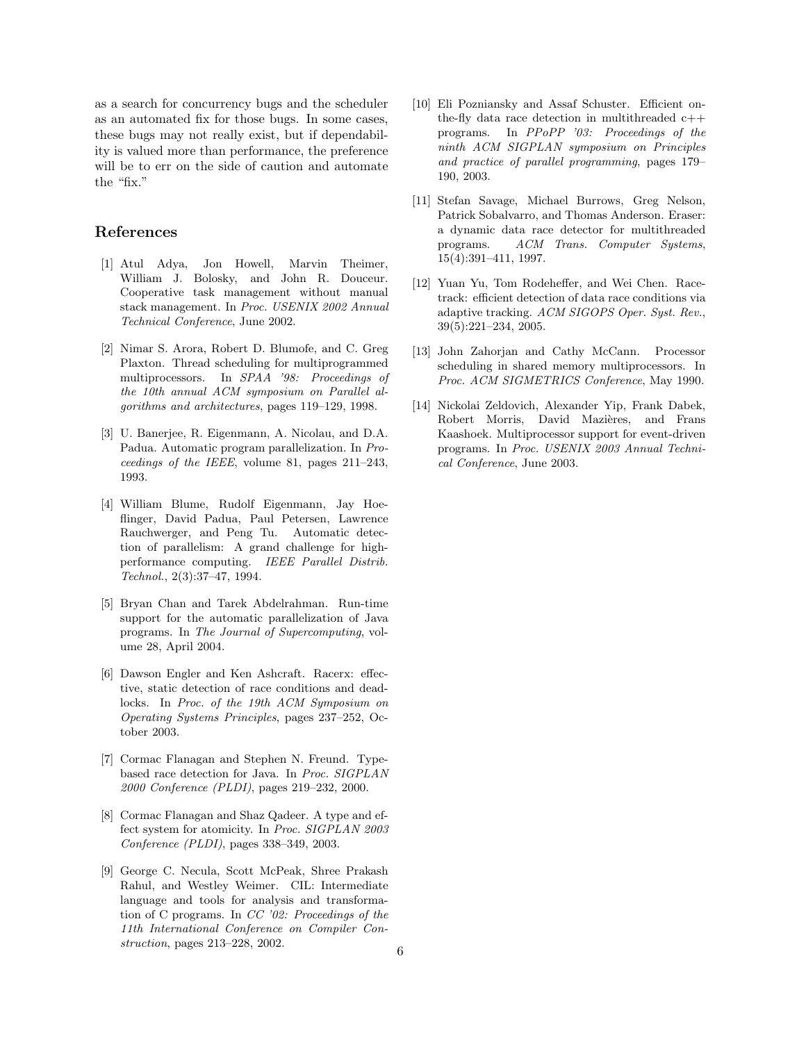as a search for concurrency bugs and the scheduler as an automated fix for those bugs. In some cases, these bugs may not really exist, but if dependability is valued more than performance, the preference will be to err on the side of caution and automate the "fix."

## References

[1] Atul Adya, Jon Howell, Marvin Theimer, William J. Bolosky, and John R. Douceur. Cooperative task management without manual stack management. In *Proc. USENIX 2002 Annual Technical Conference*, June 2002.

[2] Nimar S. Arora, Robert D. Blumofe, and C. Greg Plaxton. Thread scheduling for multiprogrammed multiprocessors. In *SPAA '98: Proceedings of the 10th annual ACM symposium on Parallel algorithms and architectures*, pages 119–129, 1998.

[3] U. Banerjee, R. Eigenmann, A. Nicolau, and D.A. Padua. Automatic program parallelization. In *Proceedings of the IEEE*, volume 81, pages 211–243, 1993.

[4] William Blume, Rudolf Eigenmann, Jay Hoeflinger, David Padua, Paul Petersen, Lawrence Rauchwerger, and Peng Tu. Automatic detection of parallelism: A grand challenge for high-performance computing. *IEEE Parallel Distrib. Technol.*, 2(3):37–47, 1994.

[5] Bryan Chan and Tarek Abdelrahman. Run-time support for the automatic parallelization of Java programs. In *The Journal of Supercomputing*, volume 28, April 2004.

[6] Dawson Engler and Ken Ashcraft. Racerx: effective, static detection of race conditions and deadlocks. In *Proc. of the 19th ACM Symposium on Operating Systems Principles*, pages 237–252, October 2003.

[7] Cormac Flanagan and Stephen N. Freund. Type-based race detection for Java. In *Proc. SIGPLAN 2000 Conference (PLDI)*, pages 219–232, 2000.

[8] Cormac Flanagan and Shaz Qadeer. A type and effect system for atomicity. In *Proc. SIGPLAN 2003 Conference (PLDI)*, pages 338–349, 2003.

[9] George C. Necula, Scott McPeak, Shree Prakash Rahul, and Westley Weimer. CIL: Intermediate language and tools for analysis and transformation of C programs. In *CC '02: Proceedings of the 11th International Conference on Compiler Construction*, pages 213–228, 2002.

[10] Eli Pozniansky and Assaf Schuster. Efficient on-the-fly data race detection in multithreaded c++ programs. In *PPoPP '03: Proceedings of the ninth ACM SIGPLAN symposium on Principles and practice of parallel programming*, pages 179–190, 2003.

[11] Stefan Savage, Michael Burrows, Greg Nelson, Patrick Sobalvarro, and Thomas Anderson. Eraser: a dynamic data race detector for multithreaded programs. *ACM Trans. Computer Systems*, 15(4):391–411, 1997.

[12] Yuan Yu, Tom Rodeheffer, and Wei Chen. Racetrack: efficient detection of data race conditions via adaptive tracking. *ACM SIGOPS Oper. Syst. Rev.*, 39(5):221–234, 2005.

[13] John Zahorjan and Cathy McCann. Processor scheduling in shared memory multiprocessors. In *Proc. ACM SIGMETRICS Conference*, May 1990.

[14] Nickolai Zeldovich, Alexander Yip, Frank Dabek, Robert Morris, David Mazières, and Frans Kaashoek. Multiprocessor support for event-driven programs. In *Proc. USENIX 2003 Annual Technical Conference*, June 2003.